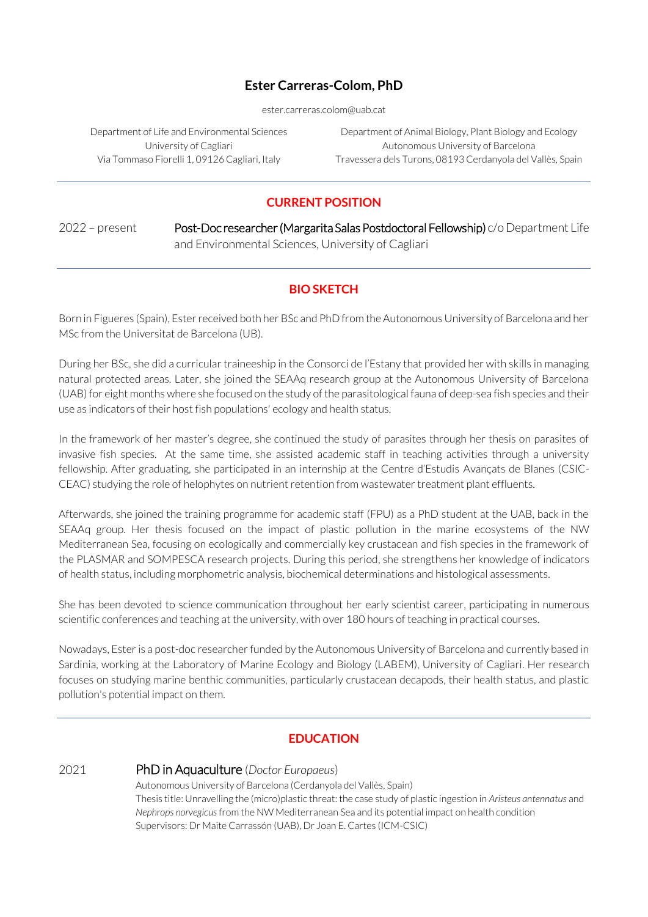# Ester Carreras-Colom, PhD

ester.carreras.colom@uab.cat

Department of Life and Environmental Sciences
University of Cagliari
Via Tommaso Fiorelli 1, 09126 Cagliari, Italy

Department of Animal Biology, Plant Biology and Ecology
Autonomous University of Barcelona
Travessera dels Turons, 08193 Cerdanyola del Vallès, Spain

---

## CURRENT POSITION

2022 – present Post-Doc researcher (Margarita Salas Postdoctoral Fellowship) c/o Department Life and Environmental Sciences, University of Cagliari

---

## BIO SKETCH

Born in Figueres (Spain), Ester received both her BSc and PhD from the Autonomous University of Barcelona and her MSc from the Universitat de Barcelona (UB).

During her BSc, she did a curricular traineeship in the Consorci de l'Estany that provided her with skills in managing natural protected areas. Later, she joined the SEAAq research group at the Autonomous University of Barcelona (UAB) for eight months where she focused on the study of the parasitological fauna of deep-sea fish species and their use as indicators of their host fish populations' ecology and health status.

In the framework of her master's degree, she continued the study of parasites through her thesis on parasites of invasive fish species. At the same time, she assisted academic staff in teaching activities through a university fellowship. After graduating, she participated in an internship at the Centre d'Estudis Avançats de Blanes (CSIC-CEAC) studying the role of helophytes on nutrient retention from wastewater treatment plant effluents.

Afterwards, she joined the training programme for academic staff (FPU) as a PhD student at the UAB, back in the SEAAq group. Her thesis focused on the impact of plastic pollution in the marine ecosystems of the NW Mediterranean Sea, focusing on ecologically and commercially key crustacean and fish species in the framework of the PLASMAR and SOMPESCA research projects. During this period, she strengthens her knowledge of indicators of health status, including morphometric analysis, biochemical determinations and histological assessments.

She has been devoted to science communication throughout her early scientist career, participating in numerous scientific conferences and teaching at the university, with over 180 hours of teaching in practical courses.

Nowadays, Ester is a post-doc researcher funded by the Autonomous University of Barcelona and currently based in Sardinia, working at the Laboratory of Marine Ecology and Biology (LABEM), University of Cagliari. Her research focuses on studying marine benthic communities, particularly crustacean decapods, their health status, and plastic pollution's potential impact on them.

---

## EDUCATION

2021 **PhD in Aquaculture** (*Doctor Europaeus*)
Autonomous University of Barcelona (Cerdanyola del Vallès, Spain)
Thesis title: Unravelling the (micro)plastic threat: the case study of plastic ingestion in *Aristeus antennatus* and *Nephrops norvegicus* from the NW Mediterranean Sea and its potential impact on health condition
Supervisors: Dr Maite Carrassón (UAB), Dr Joan E. Cartes (ICM-CSIC)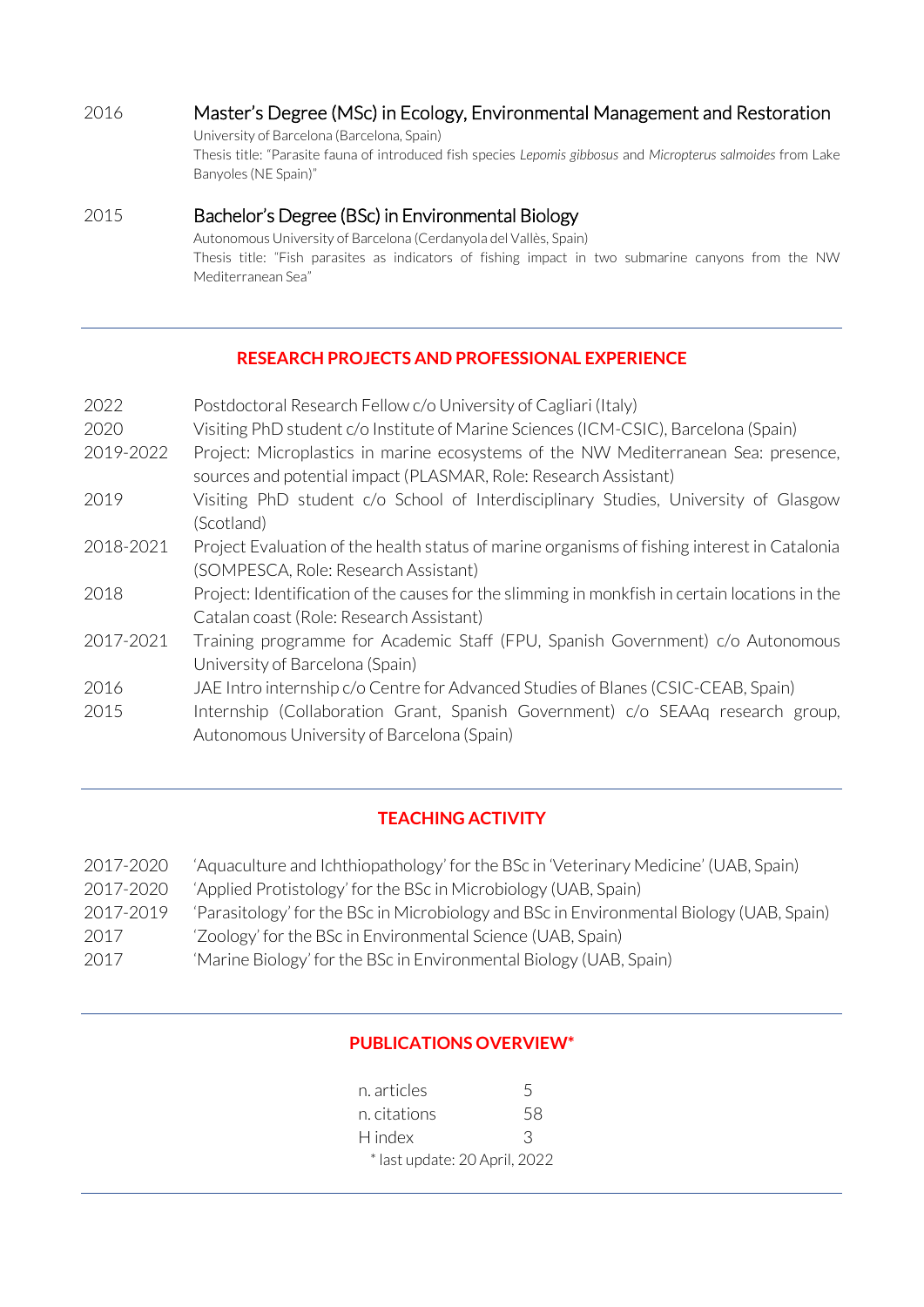2016 **Master's Degree (MSc) in Ecology, Environmental Management and Restoration**
University of Barcelona (Barcelona, Spain)
Thesis title: "Parasite fauna of introduced fish species *Lepomis gibbosus* and *Micropterus salmoides* from Lake Banyoles (NE Spain)"

2015 **Bachelor's Degree (BSc) in Environmental Biology**
Autonomous University of Barcelona (Cerdanyola del Vallès, Spain)
Thesis title: "Fish parasites as indicators of fishing impact in two submarine canyons from the NW Mediterranean Sea"

---

## RESEARCH PROJECTS AND PROFESSIONAL EXPERIENCE

| | |
|---|---|
| 2022 | Postdoctoral Research Fellow c/o University of Cagliari (Italy) |
| 2020 | Visiting PhD student c/o Institute of Marine Sciences (ICM-CSIC), Barcelona (Spain) |
| 2019-2022 | Project: Microplastics in marine ecosystems of the NW Mediterranean Sea: presence, sources and potential impact (PLASMAR, Role: Research Assistant) |
| 2019 | Visiting PhD student c/o School of Interdisciplinary Studies, University of Glasgow (Scotland) |
| 2018-2021 | Project Evaluation of the health status of marine organisms of fishing interest in Catalonia (SOMPESCA, Role: Research Assistant) |
| 2018 | Project: Identification of the causes for the slimming in monkfish in certain locations in the Catalan coast (Role: Research Assistant) |
| 2017-2021 | Training programme for Academic Staff (FPU, Spanish Government) c/o Autonomous University of Barcelona (Spain) |
| 2016 | JAE Intro internship c/o Centre for Advanced Studies of Blanes (CSIC-CEAB, Spain) |
| 2015 | Internship (Collaboration Grant, Spanish Government) c/o SEAAq research group, Autonomous University of Barcelona (Spain) |

---

## TEACHING ACTIVITY

| | |
|---|---|
| 2017-2020 | 'Aquaculture and Ichthiopathology' for the BSc in 'Veterinary Medicine' (UAB, Spain) |
| 2017-2020 | 'Applied Protistology' for the BSc in Microbiology (UAB, Spain) |
| 2017-2019 | 'Parasitology' for the BSc in Microbiology and BSc in Environmental Biology (UAB, Spain) |
| 2017 | 'Zoology' for the BSc in Environmental Science (UAB, Spain) |
| 2017 | 'Marine Biology' for the BSc in Environmental Biology (UAB, Spain) |

---

## PUBLICATIONS OVERVIEW*

| | |
|---|---|
| n. articles | 5 |
| n. citations | 58 |
| H index | 3 |

\* last update: 20 April, 2022

---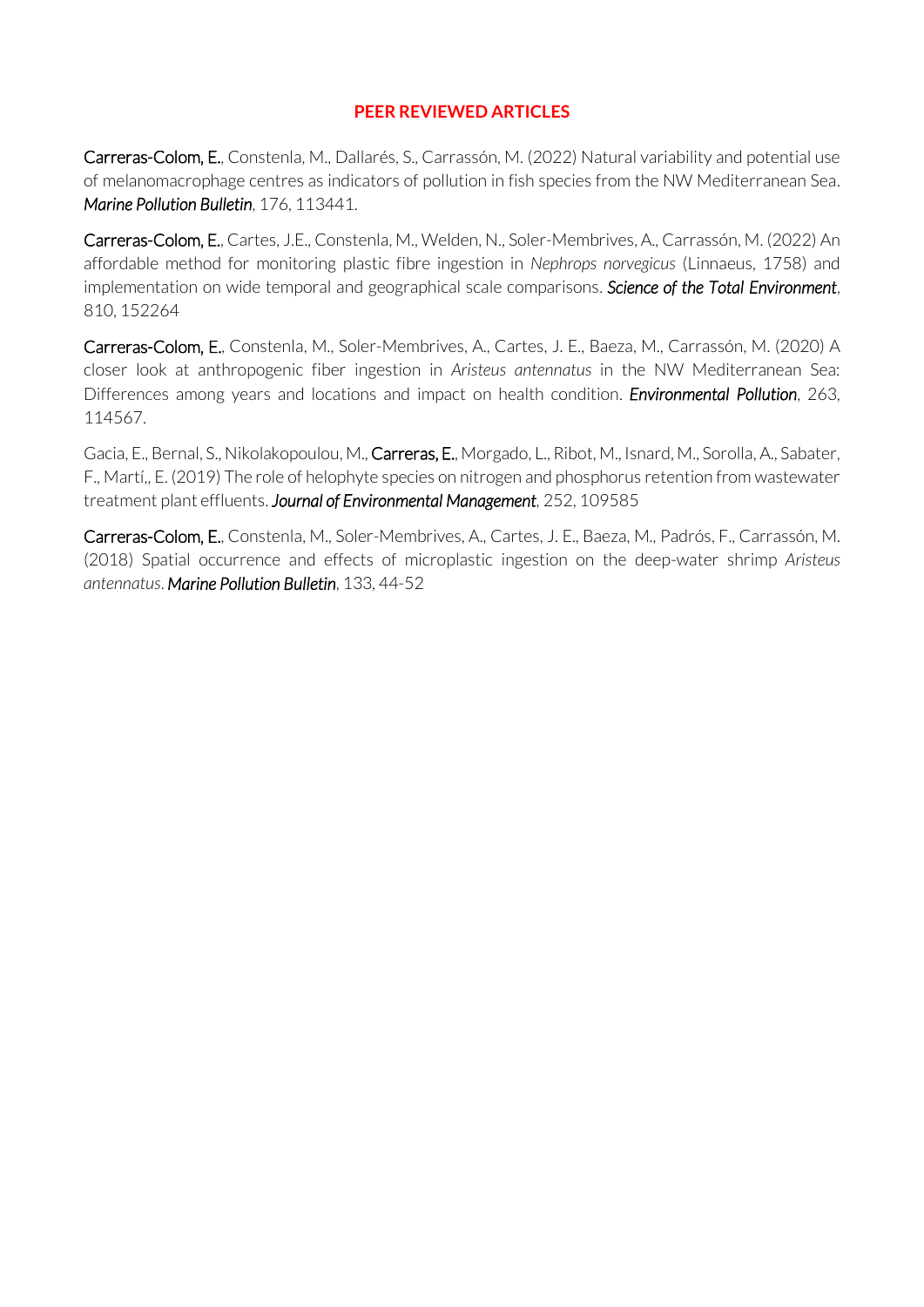## PEER REVIEWED ARTICLES

**Carreras-Colom, E.**, Constenla, M., Dallarés, S., Carrassón, M. (2022) Natural variability and potential use of melanomacrophage centres as indicators of pollution in fish species from the NW Mediterranean Sea. ***Marine Pollution Bulletin***, 176, 113441.

**Carreras-Colom, E.**, Cartes, J.E., Constenla, M., Welden, N., Soler-Membrives, A., Carrassón, M. (2022) An affordable method for monitoring plastic fibre ingestion in *Nephrops norvegicus* (Linnaeus, 1758) and implementation on wide temporal and geographical scale comparisons. ***Science of the Total Environment***, 810, 152264

**Carreras-Colom, E.**, Constenla, M., Soler-Membrives, A., Cartes, J. E., Baeza, M., Carrassón, M. (2020) A closer look at anthropogenic fiber ingestion in *Aristeus antennatus* in the NW Mediterranean Sea: Differences among years and locations and impact on health condition. ***Environmental Pollution***, 263, 114567.

Gacia, E., Bernal, S., Nikolakopoulou, M., **Carreras, E.**, Morgado, L., Ribot, M., Isnard, M., Sorolla, A., Sabater, F., Martí,, E. (2019) The role of helophyte species on nitrogen and phosphorus retention from wastewater treatment plant effluents. ***Journal of Environmental Management***, 252, 109585

**Carreras-Colom, E.**, Constenla, M., Soler-Membrives, A., Cartes, J. E., Baeza, M., Padrós, F., Carrassón, M. (2018) Spatial occurrence and effects of microplastic ingestion on the deep-water shrimp *Aristeus antennatus*. ***Marine Pollution Bulletin***, 133, 44-52